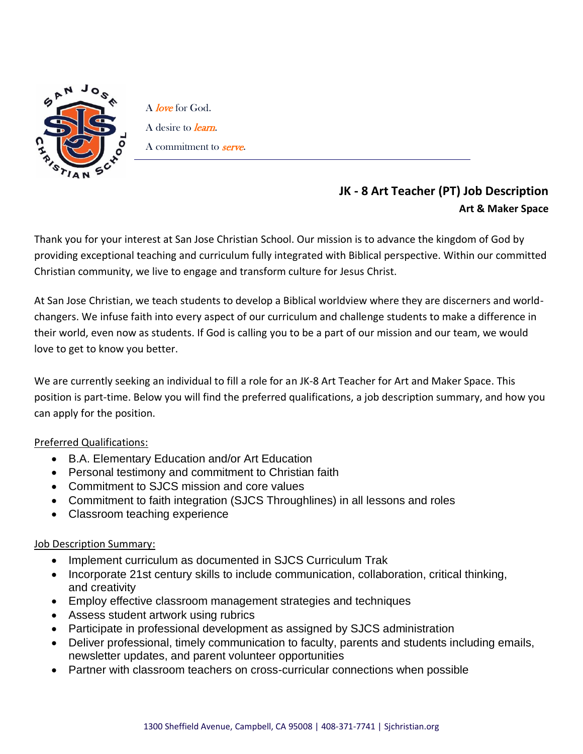A *love* for God.

A desire to *learn*.

A commitment to *serve*.

# JK - 8 Art Teacher (PT) Job Description

**Art & Maker Space**

Thank you for your interest at San Jose Christian School. Our mission is to advance the kingdom of God by providing exceptional teaching and curriculum fully integrated with Biblical perspective. Within our committed Christian community, we live to engage and transform culture for Jesus Christ.

At San Jose Christian, we teach students to develop a Biblical worldview where they are discerners and world-changers. We infuse faith into every aspect of our curriculum and challenge students to make a difference in their world, even now as students. If God is calling you to be a part of our mission and our team, we would love to get to know you better.

We are currently seeking an individual to fill a role for an JK-8 Art Teacher for Art and Maker Space. This position is part-time. Below you will find the preferred qualifications, a job description summary, and how you can apply for the position.

<u>Preferred Qualifications:</u>

- B.A. Elementary Education and/or Art Education
- Personal testimony and commitment to Christian faith
- Commitment to SJCS mission and core values
- Commitment to faith integration (SJCS Throughlines) in all lessons and roles
- Classroom teaching experience

<u>Job Description Summary:</u>

- Implement curriculum as documented in SJCS Curriculum Trak
- Incorporate 21st century skills to include communication, collaboration, critical thinking, and creativity
- Employ effective classroom management strategies and techniques
- Assess student artwork using rubrics
- Participate in professional development as assigned by SJCS administration
- Deliver professional, timely communication to faculty, parents and students including emails, newsletter updates, and parent volunteer opportunities
- Partner with classroom teachers on cross-curricular connections when possible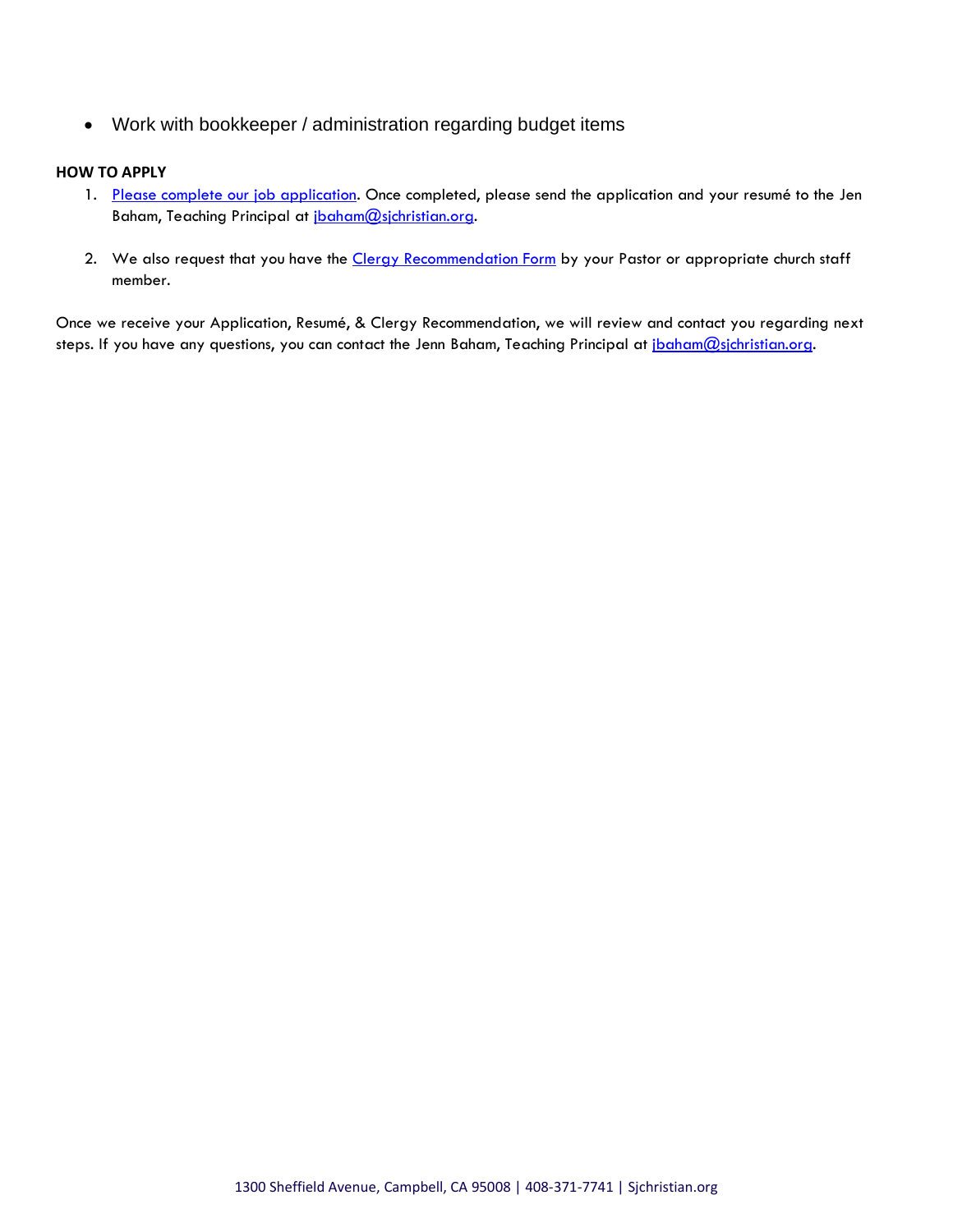- Work with bookkeeper / administration regarding budget items

**HOW TO APPLY**

1. Please complete our job application. Once completed, please send the application and your resumé to the Jen Baham, Teaching Principal at jbaham@sjchristian.org.

2. We also request that you have the Clergy Recommendation Form by your Pastor or appropriate church staff member.

Once we receive your Application, Resumé, & Clergy Recommendation, we will review and contact you regarding next steps. If you have any questions, you can contact the Jenn Baham, Teaching Principal at jbaham@sjchristian.org.